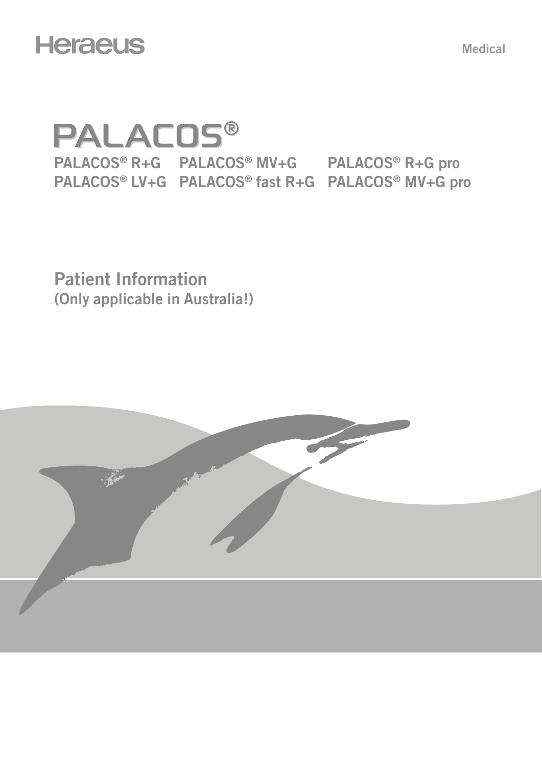Heraeus

Medical

# PALACOS®

PALACOS® R+G PALACOS® MV+G PALACOS® R+G pro
PALACOS® LV+G PALACOS® fast R+G PALACOS® MV+G pro

## Patient Information
(Only applicable in Australia!)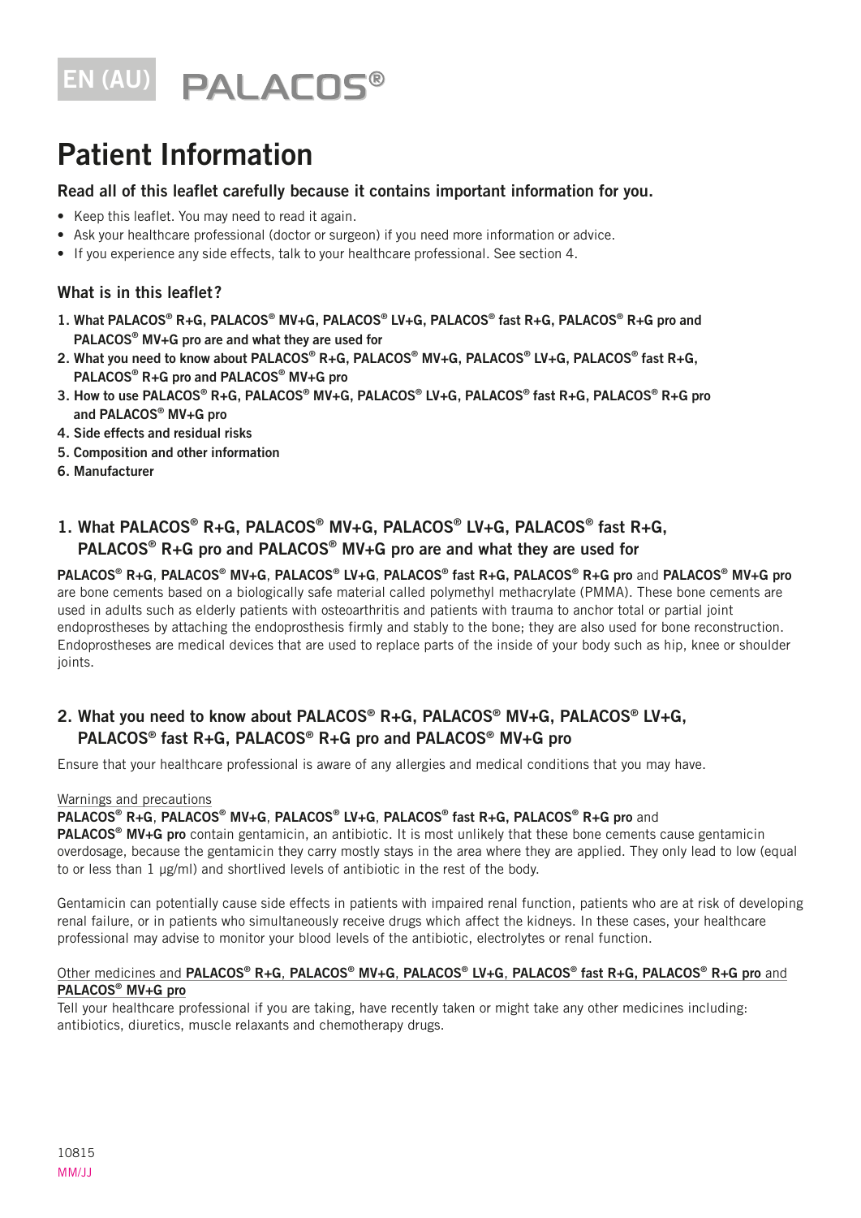EN (AU) PALACOS®

# Patient Information

**Read all of this leaflet carefully because it contains important information for you.**

- Keep this leaflet. You may need to read it again.
- Ask your healthcare professional (doctor or surgeon) if you need more information or advice.
- If you experience any side effects, talk to your healthcare professional. See section 4.

### What is in this leaflet?

1. **What PALACOS® R+G, PALACOS® MV+G, PALACOS® LV+G, PALACOS® fast R+G, PALACOS® R+G pro and PALACOS® MV+G pro are and what they are used for**
2. **What you need to know about PALACOS® R+G, PALACOS® MV+G, PALACOS® LV+G, PALACOS® fast R+G, PALACOS® R+G pro and PALACOS® MV+G pro**
3. **How to use PALACOS® R+G, PALACOS® MV+G, PALACOS® LV+G, PALACOS® fast R+G, PALACOS® R+G pro and PALACOS® MV+G pro**
4. **Side effects and residual risks**
5. **Composition and other information**
6. **Manufacturer**

## 1. What PALACOS® R+G, PALACOS® MV+G, PALACOS® LV+G, PALACOS® fast R+G, PALACOS® R+G pro and PALACOS® MV+G pro are and what they are used for

**PALACOS® R+G**, **PALACOS® MV+G**, **PALACOS® LV+G**, **PALACOS® fast R+G**, **PALACOS® R+G pro** and **PALACOS® MV+G pro** are bone cements based on a biologically safe material called polymethyl methacrylate (PMMA). These bone cements are used in adults such as elderly patients with osteoarthritis and patients with trauma to anchor total or partial joint endoprostheses by attaching the endoprosthesis firmly and stably to the bone; they are also used for bone reconstruction. Endoprostheses are medical devices that are used to replace parts of the inside of your body such as hip, knee or shoulder joints.

## 2. What you need to know about PALACOS® R+G, PALACOS® MV+G, PALACOS® LV+G, PALACOS® fast R+G, PALACOS® R+G pro and PALACOS® MV+G pro

Ensure that your healthcare professional is aware of any allergies and medical conditions that you may have.

Warnings and precautions

**PALACOS® R+G**, **PALACOS® MV+G**, **PALACOS® LV+G**, **PALACOS® fast R+G**, **PALACOS® R+G pro** and **PALACOS® MV+G pro** contain gentamicin, an antibiotic. It is most unlikely that these bone cements cause gentamicin overdosage, because the gentamicin they carry mostly stays in the area where they are applied. They only lead to low (equal to or less than 1 µg/ml) and shortlived levels of antibiotic in the rest of the body.

Gentamicin can potentially cause side effects in patients with impaired renal function, patients who are at risk of developing renal failure, or in patients who simultaneously receive drugs which affect the kidneys. In these cases, your healthcare professional may advise to monitor your blood levels of the antibiotic, electrolytes or renal function.

Other medicines and **PALACOS® R+G**, **PALACOS® MV+G**, **PALACOS® LV+G**, **PALACOS® fast R+G**, **PALACOS® R+G pro** and **PALACOS® MV+G pro**

Tell your healthcare professional if you are taking, have recently taken or might take any other medicines including: antibiotics, diuretics, muscle relaxants and chemotherapy drugs.

10815
MM/JJ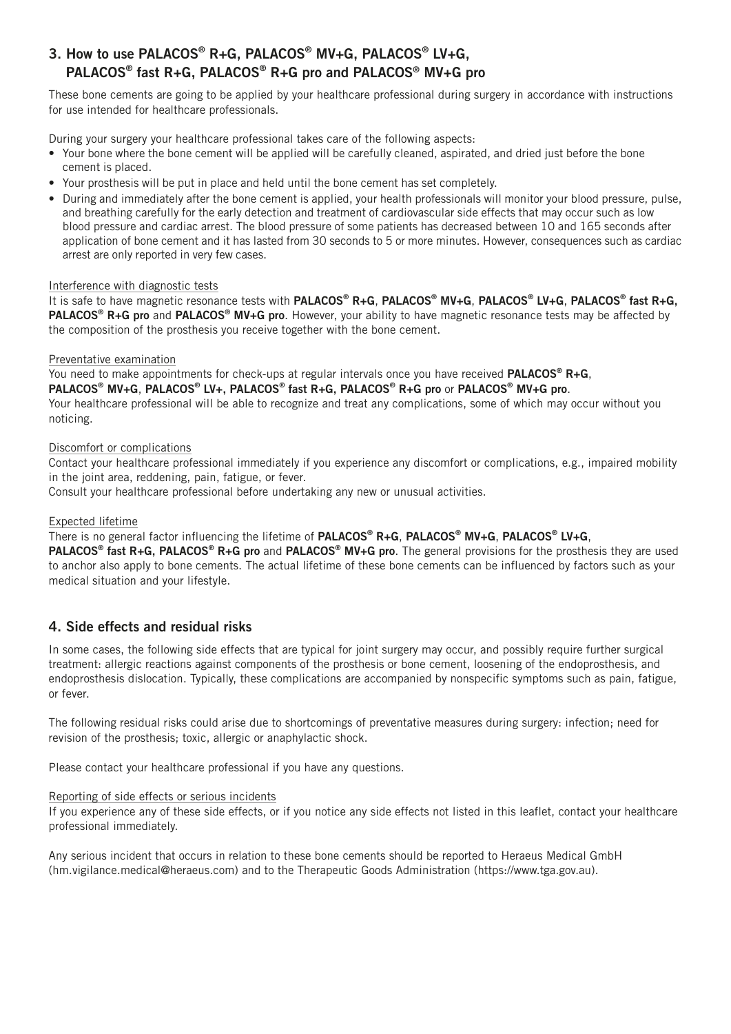## 3. How to use PALACOS® R+G, PALACOS® MV+G, PALACOS® LV+G, PALACOS® fast R+G, PALACOS® R+G pro and PALACOS® MV+G pro

These bone cements are going to be applied by your healthcare professional during surgery in accordance with instructions for use intended for healthcare professionals.

During your surgery your healthcare professional takes care of the following aspects:

- Your bone where the bone cement will be applied will be carefully cleaned, aspirated, and dried just before the bone cement is placed.
- Your prosthesis will be put in place and held until the bone cement has set completely.
- During and immediately after the bone cement is applied, your health professionals will monitor your blood pressure, pulse, and breathing carefully for the early detection and treatment of cardiovascular side effects that may occur such as low blood pressure and cardiac arrest. The blood pressure of some patients has decreased between 10 and 165 seconds after application of bone cement and it has lasted from 30 seconds to 5 or more minutes. However, consequences such as cardiac arrest are only reported in very few cases.

Interference with diagnostic tests

It is safe to have magnetic resonance tests with **PALACOS® R+G**, **PALACOS® MV+G**, **PALACOS® LV+G**, **PALACOS® fast R+G, PALACOS® R+G pro** and **PALACOS® MV+G pro**. However, your ability to have magnetic resonance tests may be affected by the composition of the prosthesis you receive together with the bone cement.

Preventative examination

You need to make appointments for check-ups at regular intervals once you have received **PALACOS® R+G**, **PALACOS® MV+G**, **PALACOS® LV+, PALACOS® fast R+G, PALACOS® R+G pro** or **PALACOS® MV+G pro**.
Your healthcare professional will be able to recognize and treat any complications, some of which may occur without you noticing.

Discomfort or complications

Contact your healthcare professional immediately if you experience any discomfort or complications, e.g., impaired mobility in the joint area, reddening, pain, fatigue, or fever.
Consult your healthcare professional before undertaking any new or unusual activities.

Expected lifetime

There is no general factor influencing the lifetime of **PALACOS® R+G**, **PALACOS® MV+G**, **PALACOS® LV+G**, **PALACOS® fast R+G, PALACOS® R+G pro** and **PALACOS® MV+G pro**. The general provisions for the prosthesis they are used to anchor also apply to bone cements. The actual lifetime of these bone cements can be influenced by factors such as your medical situation and your lifestyle.

## 4. Side effects and residual risks

In some cases, the following side effects that are typical for joint surgery may occur, and possibly require further surgical treatment: allergic reactions against components of the prosthesis or bone cement, loosening of the endoprosthesis, and endoprosthesis dislocation. Typically, these complications are accompanied by nonspecific symptoms such as pain, fatigue, or fever.

The following residual risks could arise due to shortcomings of preventative measures during surgery: infection; need for revision of the prosthesis; toxic, allergic or anaphylactic shock.

Please contact your healthcare professional if you have any questions.

Reporting of side effects or serious incidents

If you experience any of these side effects, or if you notice any side effects not listed in this leaflet, contact your healthcare professional immediately.

Any serious incident that occurs in relation to these bone cements should be reported to Heraeus Medical GmbH (hm.vigilance.medical@heraeus.com) and to the Therapeutic Goods Administration (https://www.tga.gov.au).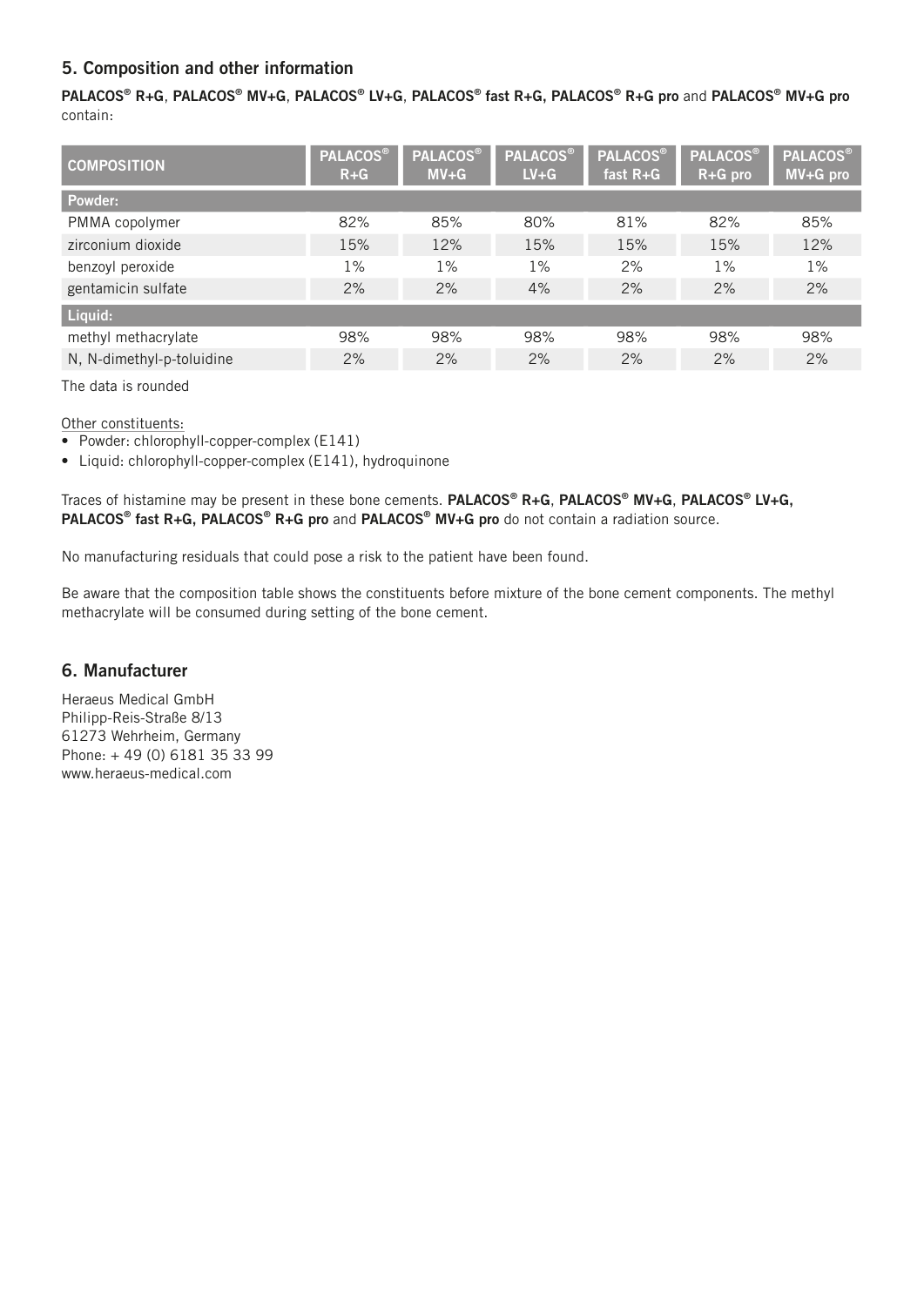## 5. Composition and other information

**PALACOS® R+G**, **PALACOS® MV+G**, **PALACOS® LV+G**, **PALACOS® fast R+G, PALACOS® R+G pro** and **PALACOS® MV+G pro** contain:

| COMPOSITION | PALACOS® R+G | PALACOS® MV+G | PALACOS® LV+G | PALACOS® fast R+G | PALACOS® R+G pro | PALACOS® MV+G pro |
|---|---|---|---|---|---|---|
| **Powder:** | | | | | | |
| PMMA copolymer | 82% | 85% | 80% | 81% | 82% | 85% |
| zirconium dioxide | 15% | 12% | 15% | 15% | 15% | 12% |
| benzoyl peroxide | 1% | 1% | 1% | 2% | 1% | 1% |
| gentamicin sulfate | 2% | 2% | 4% | 2% | 2% | 2% |
| **Liquid:** | | | | | | |
| methyl methacrylate | 98% | 98% | 98% | 98% | 98% | 98% |
| N, N-dimethyl-p-toluidine | 2% | 2% | 2% | 2% | 2% | 2% |

The data is rounded

Other constituents:

- Powder: chlorophyll-copper-complex (E141)
- Liquid: chlorophyll-copper-complex (E141), hydroquinone

Traces of histamine may be present in these bone cements. **PALACOS® R+G**, **PALACOS® MV+G**, **PALACOS® LV+G, PALACOS® fast R+G, PALACOS® R+G pro** and **PALACOS® MV+G pro** do not contain a radiation source.

No manufacturing residuals that could pose a risk to the patient have been found.

Be aware that the composition table shows the constituents before mixture of the bone cement components. The methyl methacrylate will be consumed during setting of the bone cement.

## 6. Manufacturer

Heraeus Medical GmbH
Philipp-Reis-Straße 8/13
61273 Wehrheim, Germany
Phone: + 49 (0) 6181 35 33 99
www.heraeus-medical.com